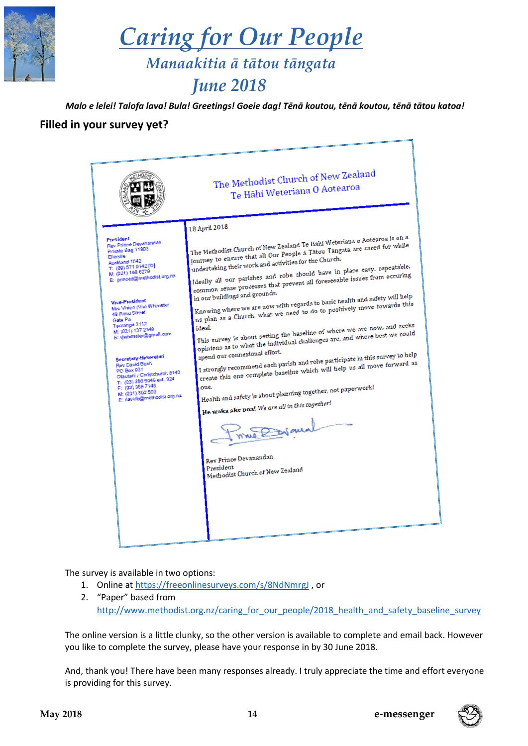# Caring for Our People

## Manaakitia ā tātou tāngata

## June 2018

***Malo e lelei! Talofa lava! Bula! Greetings! Goeie dag! Tēnā koutou, tēnā koutou, tēnā tātou katoa!***

### Filled in your survey yet?

The Methodist Church of New Zealand
Te Hāhi Weteriana O Aotearoa

**President**
Rev Prince Devanandan
Private Bag 11903
Ellerslie
Auckland 1542
T: (09) 571 9142 [O]
M: (021) 168 8279
E: princed@methodist.org.nz

**Vice-President**
Mrs Vivien (Viv) Whimster
49 Rimu Street
Gate Pa
Tauranga 3112
M: (021) 137 2349
E: vjwhimster@gmail.com

**Secretary-Hekeretari**
Rev David Bush
PO Box 931
Otautahi / Christchurch 8140
T: (03) 366 6049 ext. 924
F: (03) 358 7146
M: (021) 392 500
E: davidb@methodist.org.nz

18 April 2018

The Methodist Church of New Zealand Te Hāhi Weteriana o Aotearoa is on a journey to ensure that all Our People ā Tātou Tāngata are cared for while undertaking their work and activities for the Church.

Ideally all our parishes and rohe should have in place easy, repeatable, common sense processes that prevent all foreseeable issues from occuring in our buildings and grounds.

Knowing where we are now with regards to basic health and safety will help us plan as a Church, what we need to do to positively move towards this ideal.

This survey is about setting the baseline of where we are now, and seeks opinions as to what the individual challenges are, and where best we could spend our connexional effort.

I strongly recommend each parish and rohe participate in this survey to help create this one complete baseline which will help us all move forward as one.

Health and safety is about planning together, not paperwork!

**He waka ake noa!** *We are all in this together!*

Rev Prince Devanandan
President
Methodist Church of New Zealand

The survey is available in two options:

1. Online at https://freeonlinesurveys.com/s/8NdNmrgJ , or
2. "Paper" based from http://www.methodist.org.nz/caring_for_our_people/2018_health_and_safety_baseline_survey

The online version is a little clunky, so the other version is available to complete and email back. However you like to complete the survey, please have your response in by 30 June 2018.

And, thank you! There have been many responses already. I truly appreciate the time and effort everyone is providing for this survey.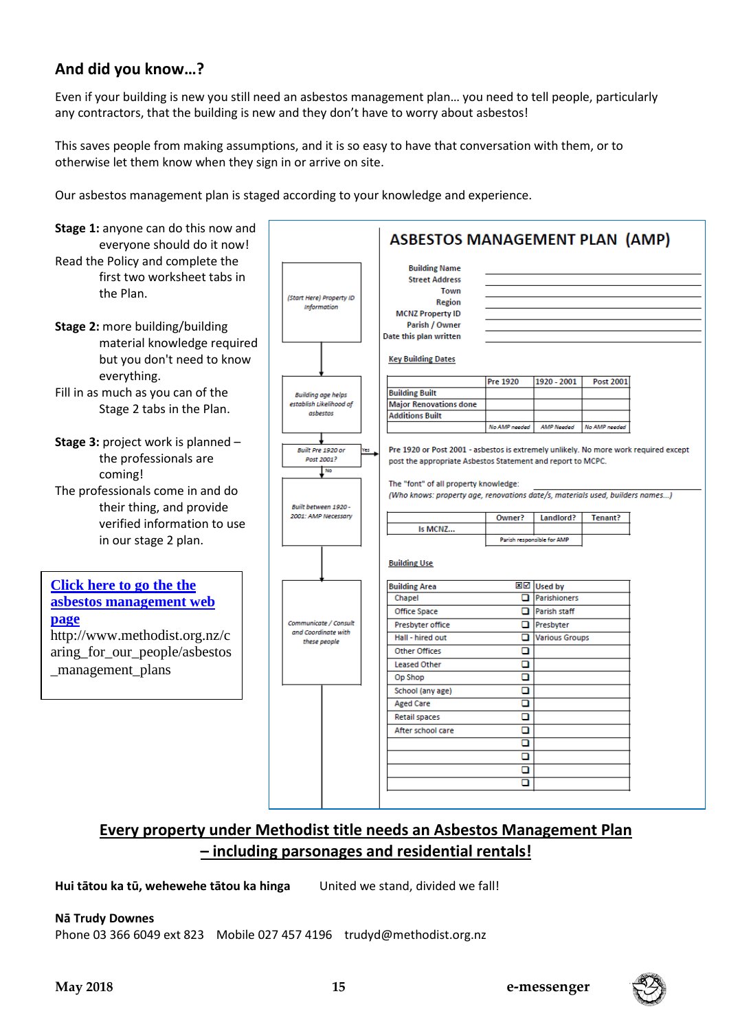## And did you know…?

Even if your building is new you still need an asbestos management plan… you need to tell people, particularly any contractors, that the building is new and they don't have to worry about asbestos!

This saves people from making assumptions, and it is so easy to have that conversation with them, or to otherwise let them know when they sign in or arrive on site.

Our asbestos management plan is staged according to your knowledge and experience.

**Stage 1:** anyone can do this now and everyone should do it now!
Read the Policy and complete the first two worksheet tabs in the Plan.

**Stage 2:** more building/building material knowledge required but you don't need to know everything.
Fill in as much as you can of the Stage 2 tabs in the Plan.

**Stage 3:** project work is planned – the professionals are coming!
The professionals come in and do their thing, and provide verified information to use in our stage 2 plan.

[Click here to go the the asbestos management web page](http://www.methodist.org.nz/caring_for_our_people/asbestos_management_plans)
http://www.methodist.org.nz/caring_for_our_people/asbestos_management_plans

### ASBESTOS MANAGEMENT PLAN (AMP)

(Start Here) Property ID information → Building age helps establish likelihood of asbestos → Built Pre 1920 or Post 2001? (Yes / No) → Built between 1920 - 2001: AMP Necessary → Communicate / Consult and Coordinate with these people

Building Name
Street Address
Town
Region
MCNZ Property ID
Parish / Owner
Date this plan written

Key Building Dates

| | Pre 1920 | 1920 - 2001 | Post 2001 |
|---|---|---|---|
| Building Built | | | |
| Major Renovations done | | | |
| Additions Built | | | |
| | No AMP needed | AMP Needed | No AMP needed |

Pre 1920 or Post 2001 - asbestos is extremely unlikely. No more work required except post the appropriate Asbestos Statement and report to MCPC.

The "font" of all property knowledge:
(Who knows: property age, renovations date/s, materials used, builders names...)

| | Owner? | Landlord? | Tenant? |
|---|---|---|---|
| Is MCNZ... | | | |
| | Parish responsible for AMP | | |

Building Use

| Building Area | ☒☑ | Used by |
|---|---|---|
| Chapel | ❑ | Parishioners |
| Office Space | ❑ | Parish staff |
| Presbyter office | ❑ | Presbyter |
| Hall - hired out | ❑ | Various Groups |
| Other Offices | ❑ | |
| Leased Other | ❑ | |
| Op Shop | ❑ | |
| School (any age) | ❑ | |
| Aged Care | ❑ | |
| Retail spaces | ❑ | |
| After school care | ❑ | |
| | ❑ | |
| | ❑ | |
| | ❑ | |
| | ❑ | |

**Every property under Methodist title needs an Asbestos Management Plan – including parsonages and residential rentals!**

**Hui tātou ka tū, wehewehe tātou ka hinga** United we stand, divided we fall!

**Nā Trudy Downes**
Phone 03 366 6049 ext 823 Mobile 027 457 4196 trudyd@methodist.org.nz